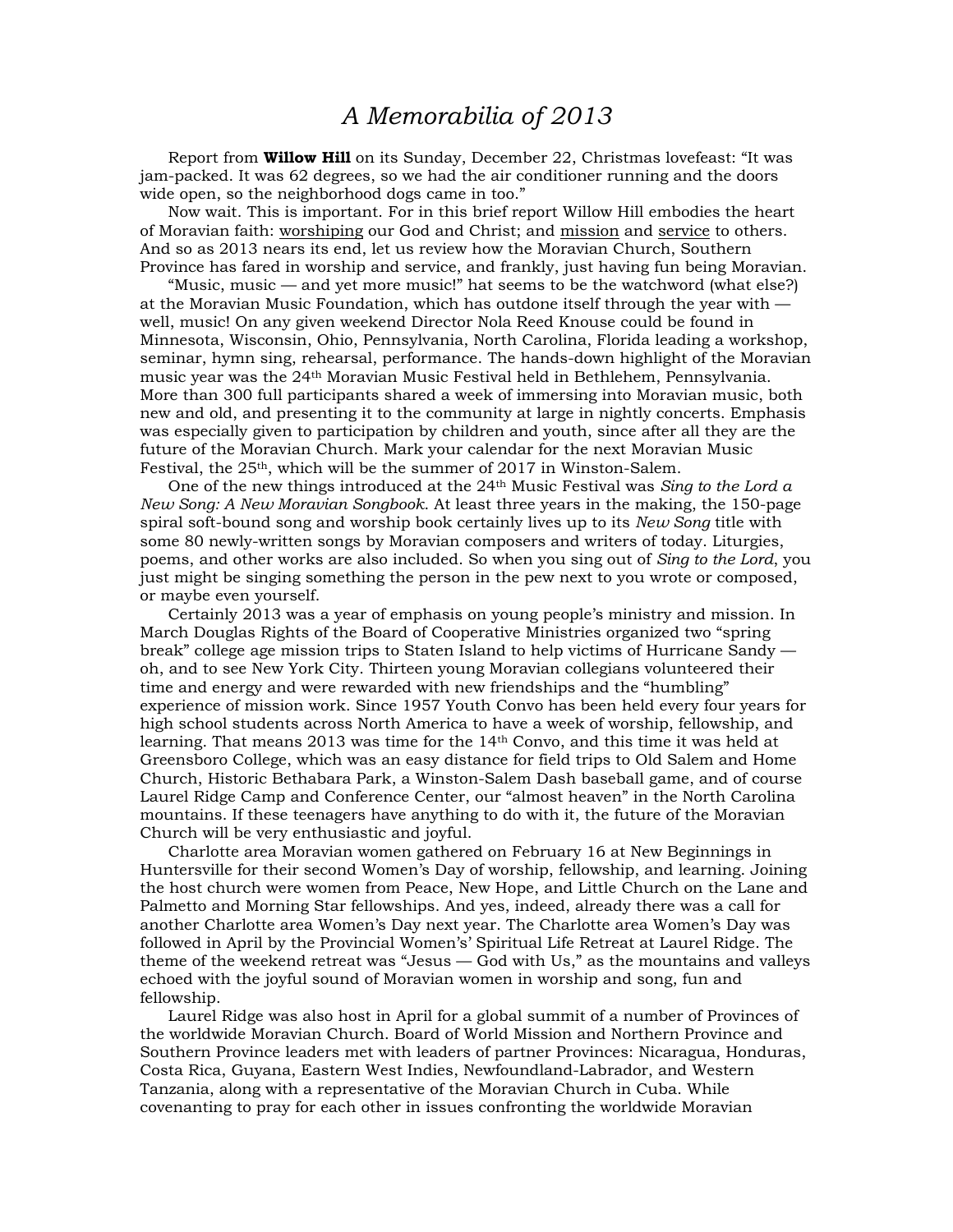／

# *A Memorabilia of 2013*

Report from **Willow Hill** on its Sunday, December 22, Christmas lovefeast: “It was jam-packed. It was 62 degrees, so we had the air conditioner running and the doors wide open, so the neighborhood dogs came in too.”

Now wait. This is important. For in this brief report Willow Hill embodies the heart of Moravian faith: <u>worshiping</u> our God and Christ; and <u>mission</u> and <u>service</u> to others. And so as 2013 nears its end, let us review how the Moravian Church, Southern Province has fared in worship and service, and frankly, just having fun being Moravian.

“Music, music — and yet more music!” hat seems to be the watchword (what else?) at the Moravian Music Foundation, which has outdone itself through the year with — well, music! On any given weekend Director Nola Reed Knouse could be found in Minnesota, Wisconsin, Ohio, Pennsylvania, North Carolina, Florida leading a workshop, seminar, hymn sing, rehearsal, performance. The hands-down highlight of the Moravian music year was the 24th Moravian Music Festival held in Bethlehem, Pennsylvania. More than 300 full participants shared a week of immersing into Moravian music, both new and old, and presenting it to the community at large in nightly concerts. Emphasis was especially given to participation by children and youth, since after all they are the future of the Moravian Church. Mark your calendar for the next Moravian Music Festival, the 25th, which will be the summer of 2017 in Winston-Salem.

One of the new things introduced at the 24th Music Festival was *Sing to the Lord a New Song: A New Moravian Songbook*. At least three years in the making, the 150-page spiral soft-bound song and worship book certainly lives up to its *New Song* title with some 80 newly-written songs by Moravian composers and writers of today. Liturgies, poems, and other works are also included. So when you sing out of *Sing to the Lord*, you just might be singing something the person in the pew next to you wrote or composed, or maybe even yourself.

Certainly 2013 was a year of emphasis on young people’s ministry and mission. In March Douglas Rights of the Board of Cooperative Ministries organized two “spring break” college age mission trips to Staten Island to help victims of Hurricane Sandy — oh, and to see New York City. Thirteen young Moravian collegians volunteered their time and energy and were rewarded with new friendships and the “humbling” experience of mission work. Since 1957 Youth Convo has been held every four years for high school students across North America to have a week of worship, fellowship, and learning. That means 2013 was time for the 14th Convo, and this time it was held at Greensboro College, which was an easy distance for field trips to Old Salem and Home Church, Historic Bethabara Park, a Winston-Salem Dash baseball game, and of course Laurel Ridge Camp and Conference Center, our “almost heaven” in the North Carolina mountains. If these teenagers have anything to do with it, the future of the Moravian Church will be very enthusiastic and joyful.

Charlotte area Moravian women gathered on February 16 at New Beginnings in Huntersville for their second Women’s Day of worship, fellowship, and learning. Joining the host church were women from Peace, New Hope, and Little Church on the Lane and Palmetto and Morning Star fellowships. And yes, indeed, already there was a call for another Charlotte area Women’s Day next year. The Charlotte area Women’s Day was followed in April by the Provincial Women’s’ Spiritual Life Retreat at Laurel Ridge. The theme of the weekend retreat was “Jesus — God with Us,” as the mountains and valleys echoed with the joyful sound of Moravian women in worship and song, fun and fellowship.

Laurel Ridge was also host in April for a global summit of a number of Provinces of the worldwide Moravian Church. Board of World Mission and Northern Province and Southern Province leaders met with leaders of partner Provinces: Nicaragua, Honduras, Costa Rica, Guyana, Eastern West Indies, Newfoundland-Labrador, and Western Tanzania, along with a representative of the Moravian Church in Cuba. While covenanting to pray for each other in issues confronting the worldwide Moravian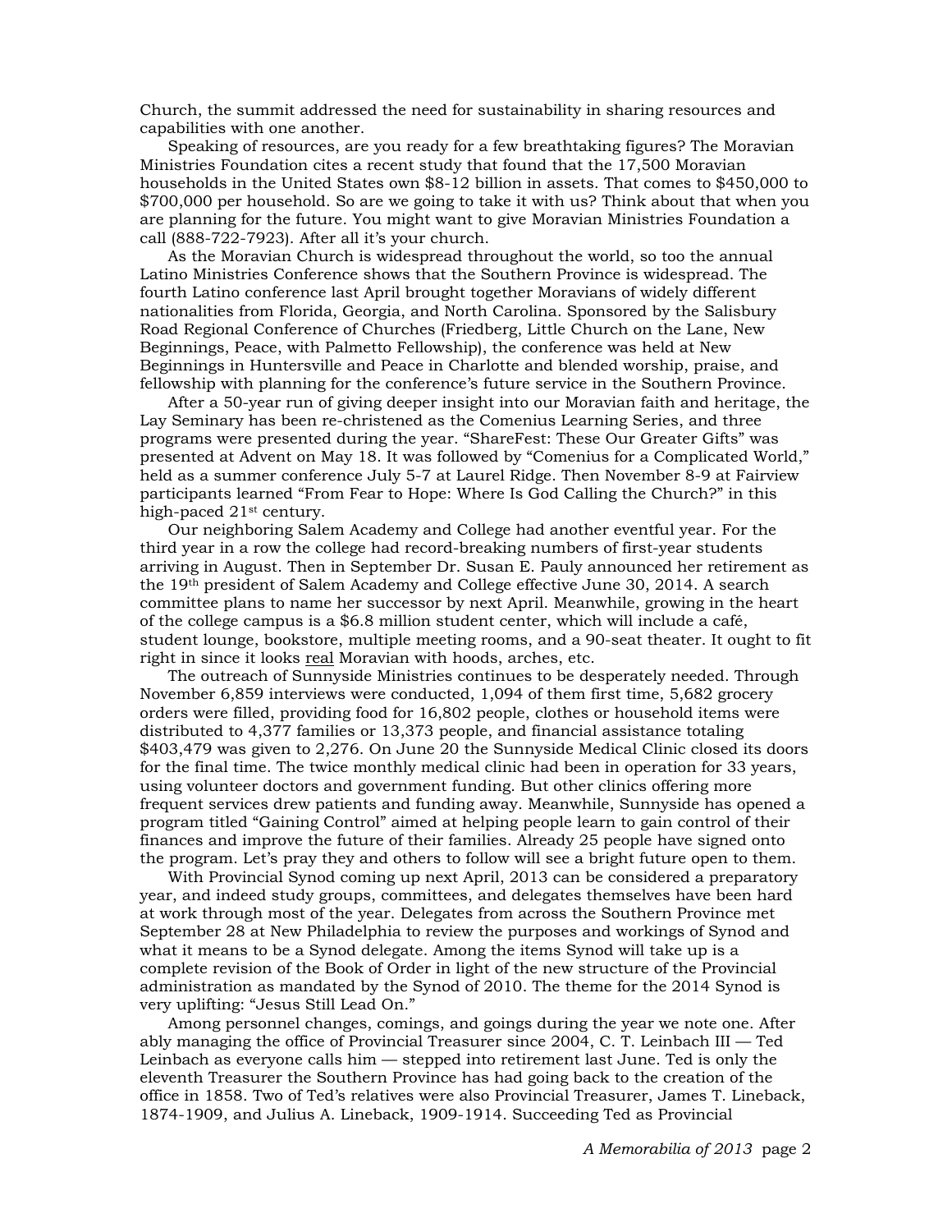Church, the summit addressed the need for sustainability in sharing resources and capabilities with one another.

Speaking of resources, are you ready for a few breathtaking figures? The Moravian Ministries Foundation cites a recent study that found that the 17,500 Moravian households in the United States own $8-12 billion in assets. That comes to $450,000 to $700,000 per household. So are we going to take it with us? Think about that when you are planning for the future. You might want to give Moravian Ministries Foundation a call (888-722-7923). After all it's your church.

As the Moravian Church is widespread throughout the world, so too the annual Latino Ministries Conference shows that the Southern Province is widespread. The fourth Latino conference last April brought together Moravians of widely different nationalities from Florida, Georgia, and North Carolina. Sponsored by the Salisbury Road Regional Conference of Churches (Friedberg, Little Church on the Lane, New Beginnings, Peace, with Palmetto Fellowship), the conference was held at New Beginnings in Huntersville and Peace in Charlotte and blended worship, praise, and fellowship with planning for the conference's future service in the Southern Province.

After a 50-year run of giving deeper insight into our Moravian faith and heritage, the Lay Seminary has been re-christened as the Comenius Learning Series, and three programs were presented during the year. "ShareFest: These Our Greater Gifts" was presented at Advent on May 18. It was followed by "Comenius for a Complicated World," held as a summer conference July 5-7 at Laurel Ridge. Then November 8-9 at Fairview participants learned "From Fear to Hope: Where Is God Calling the Church?" in this high-paced 21st century.

Our neighboring Salem Academy and College had another eventful year. For the third year in a row the college had record-breaking numbers of first-year students arriving in August. Then in September Dr. Susan E. Pauly announced her retirement as the 19th president of Salem Academy and College effective June 30, 2014. A search committee plans to name her successor by next April. Meanwhile, growing in the heart of the college campus is a $6.8 million student center, which will include a café, student lounge, bookstore, multiple meeting rooms, and a 90-seat theater. It ought to fit right in since it looks <u>real</u> Moravian with hoods, arches, etc.

The outreach of Sunnyside Ministries continues to be desperately needed. Through November 6,859 interviews were conducted, 1,094 of them first time, 5,682 grocery orders were filled, providing food for 16,802 people, clothes or household items were distributed to 4,377 families or 13,373 people, and financial assistance totaling $403,479 was given to 2,276. On June 20 the Sunnyside Medical Clinic closed its doors for the final time. The twice monthly medical clinic had been in operation for 33 years, using volunteer doctors and government funding. But other clinics offering more frequent services drew patients and funding away. Meanwhile, Sunnyside has opened a program titled "Gaining Control" aimed at helping people learn to gain control of their finances and improve the future of their families. Already 25 people have signed onto the program. Let's pray they and others to follow will see a bright future open to them.

With Provincial Synod coming up next April, 2013 can be considered a preparatory year, and indeed study groups, committees, and delegates themselves have been hard at work through most of the year. Delegates from across the Southern Province met September 28 at New Philadelphia to review the purposes and workings of Synod and what it means to be a Synod delegate. Among the items Synod will take up is a complete revision of the Book of Order in light of the new structure of the Provincial administration as mandated by the Synod of 2010. The theme for the 2014 Synod is very uplifting: "Jesus Still Lead On."

Among personnel changes, comings, and goings during the year we note one. After ably managing the office of Provincial Treasurer since 2004, C. T. Leinbach III — Ted Leinbach as everyone calls him — stepped into retirement last June. Ted is only the eleventh Treasurer the Southern Province has had going back to the creation of the office in 1858. Two of Ted's relatives were also Provincial Treasurer, James T. Lineback, 1874-1909, and Julius A. Lineback, 1909-1914. Succeeding Ted as Provincial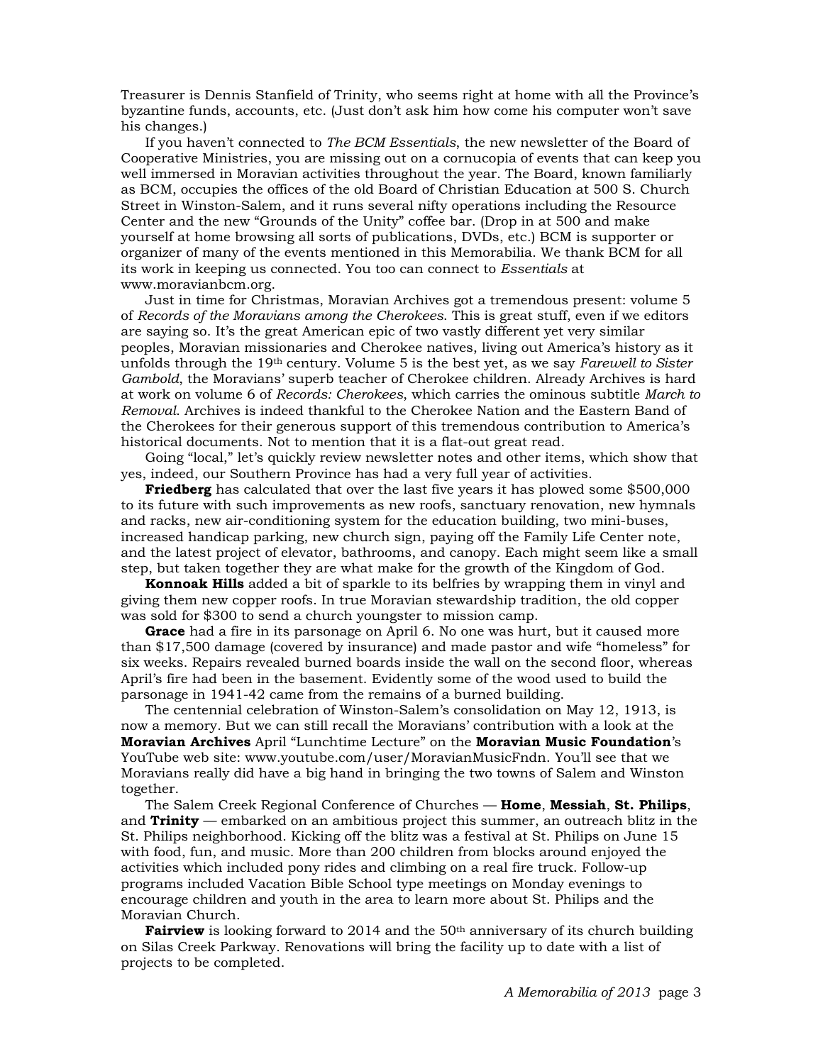Treasurer is Dennis Stanfield of Trinity, who seems right at home with all the Province's byzantine funds, accounts, etc. (Just don't ask him how come his computer won't save his changes.)

If you haven't connected to *The BCM Essentials*, the new newsletter of the Board of Cooperative Ministries, you are missing out on a cornucopia of events that can keep you well immersed in Moravian activities throughout the year. The Board, known familiarly as BCM, occupies the offices of the old Board of Christian Education at 500 S. Church Street in Winston-Salem, and it runs several nifty operations including the Resource Center and the new "Grounds of the Unity" coffee bar. (Drop in at 500 and make yourself at home browsing all sorts of publications, DVDs, etc.) BCM is supporter or organizer of many of the events mentioned in this Memorabilia. We thank BCM for all its work in keeping us connected. You too can connect to *Essentials* at www.moravianbcm.org.

Just in time for Christmas, Moravian Archives got a tremendous present: volume 5 of *Records of the Moravians among the Cherokees*. This is great stuff, even if we editors are saying so. It's the great American epic of two vastly different yet very similar peoples, Moravian missionaries and Cherokee natives, living out America's history as it unfolds through the 19th century. Volume 5 is the best yet, as we say *Farewell to Sister Gambold*, the Moravians' superb teacher of Cherokee children. Already Archives is hard at work on volume 6 of *Records: Cherokees*, which carries the ominous subtitle *March to Removal*. Archives is indeed thankful to the Cherokee Nation and the Eastern Band of the Cherokees for their generous support of this tremendous contribution to America's historical documents. Not to mention that it is a flat-out great read.

Going "local," let's quickly review newsletter notes and other items, which show that yes, indeed, our Southern Province has had a very full year of activities.

**Friedberg** has calculated that over the last five years it has plowed some $500,000 to its future with such improvements as new roofs, sanctuary renovation, new hymnals and racks, new air-conditioning system for the education building, two mini-buses, increased handicap parking, new church sign, paying off the Family Life Center note, and the latest project of elevator, bathrooms, and canopy. Each might seem like a small step, but taken together they are what make for the growth of the Kingdom of God.

**Konnoak Hills** added a bit of sparkle to its belfries by wrapping them in vinyl and giving them new copper roofs. In true Moravian stewardship tradition, the old copper was sold for $300 to send a church youngster to mission camp.

**Grace** had a fire in its parsonage on April 6. No one was hurt, but it caused more than $17,500 damage (covered by insurance) and made pastor and wife "homeless" for six weeks. Repairs revealed burned boards inside the wall on the second floor, whereas April's fire had been in the basement. Evidently some of the wood used to build the parsonage in 1941-42 came from the remains of a burned building.

The centennial celebration of Winston-Salem's consolidation on May 12, 1913, is now a memory. But we can still recall the Moravians' contribution with a look at the **Moravian Archives** April "Lunchtime Lecture" on the **Moravian Music Foundation**'s YouTube web site: www.youtube.com/user/MoravianMusicFndn. You'll see that we Moravians really did have a big hand in bringing the two towns of Salem and Winston together.

The Salem Creek Regional Conference of Churches — **Home**, **Messiah**, **St. Philips**, and **Trinity** — embarked on an ambitious project this summer, an outreach blitz in the St. Philips neighborhood. Kicking off the blitz was a festival at St. Philips on June 15 with food, fun, and music. More than 200 children from blocks around enjoyed the activities which included pony rides and climbing on a real fire truck. Follow-up programs included Vacation Bible School type meetings on Monday evenings to encourage children and youth in the area to learn more about St. Philips and the Moravian Church.

**Fairview** is looking forward to 2014 and the 50th anniversary of its church building on Silas Creek Parkway. Renovations will bring the facility up to date with a list of projects to be completed.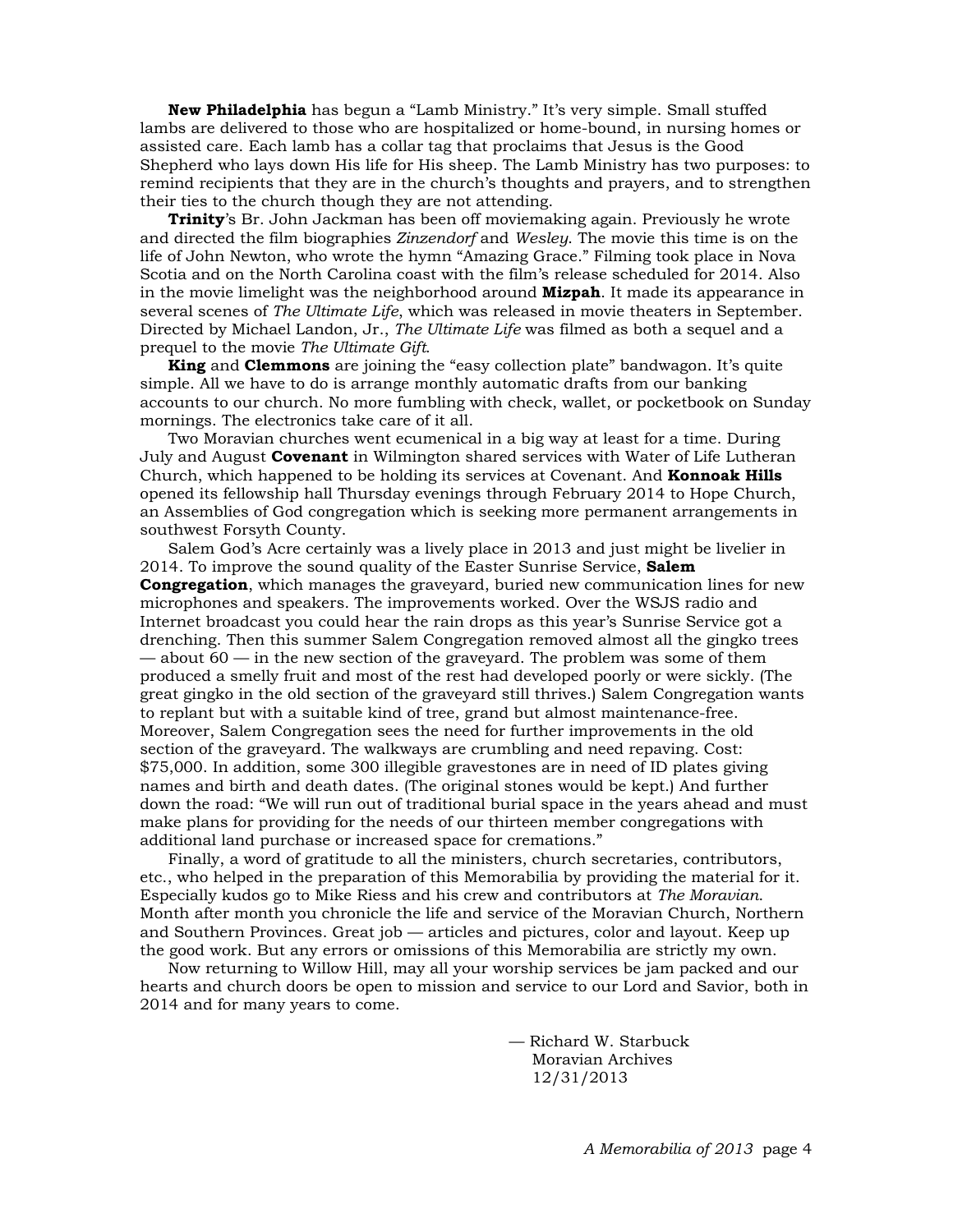**New Philadelphia** has begun a "Lamb Ministry." It's very simple. Small stuffed lambs are delivered to those who are hospitalized or home-bound, in nursing homes or assisted care. Each lamb has a collar tag that proclaims that Jesus is the Good Shepherd who lays down His life for His sheep. The Lamb Ministry has two purposes: to remind recipients that they are in the church's thoughts and prayers, and to strengthen their ties to the church though they are not attending.

**Trinity**'s Br. John Jackman has been off moviemaking again. Previously he wrote and directed the film biographies *Zinzendorf* and *Wesley*. The movie this time is on the life of John Newton, who wrote the hymn "Amazing Grace." Filming took place in Nova Scotia and on the North Carolina coast with the film's release scheduled for 2014. Also in the movie limelight was the neighborhood around **Mizpah**. It made its appearance in several scenes of *The Ultimate Life*, which was released in movie theaters in September. Directed by Michael Landon, Jr., *The Ultimate Life* was filmed as both a sequel and a prequel to the movie *The Ultimate Gift*.

**King** and **Clemmons** are joining the "easy collection plate" bandwagon. It's quite simple. All we have to do is arrange monthly automatic drafts from our banking accounts to our church. No more fumbling with check, wallet, or pocketbook on Sunday mornings. The electronics take care of it all.

Two Moravian churches went ecumenical in a big way at least for a time. During July and August **Covenant** in Wilmington shared services with Water of Life Lutheran Church, which happened to be holding its services at Covenant. And **Konnoak Hills** opened its fellowship hall Thursday evenings through February 2014 to Hope Church, an Assemblies of God congregation which is seeking more permanent arrangements in southwest Forsyth County.

Salem God's Acre certainly was a lively place in 2013 and just might be livelier in 2014. To improve the sound quality of the Easter Sunrise Service, **Salem Congregation**, which manages the graveyard, buried new communication lines for new microphones and speakers. The improvements worked. Over the WSJS radio and Internet broadcast you could hear the rain drops as this year's Sunrise Service got a drenching. Then this summer Salem Congregation removed almost all the gingko trees — about 60 — in the new section of the graveyard. The problem was some of them produced a smelly fruit and most of the rest had developed poorly or were sickly. (The great gingko in the old section of the graveyard still thrives.) Salem Congregation wants to replant but with a suitable kind of tree, grand but almost maintenance-free. Moreover, Salem Congregation sees the need for further improvements in the old section of the graveyard. The walkways are crumbling and need repaving. Cost: $75,000. In addition, some 300 illegible gravestones are in need of ID plates giving names and birth and death dates. (The original stones would be kept.) And further down the road: "We will run out of traditional burial space in the years ahead and must make plans for providing for the needs of our thirteen member congregations with additional land purchase or increased space for cremations."

Finally, a word of gratitude to all the ministers, church secretaries, contributors, etc., who helped in the preparation of this Memorabilia by providing the material for it. Especially kudos go to Mike Riess and his crew and contributors at *The Moravian*. Month after month you chronicle the life and service of the Moravian Church, Northern and Southern Provinces. Great job — articles and pictures, color and layout. Keep up the good work. But any errors or omissions of this Memorabilia are strictly my own.

Now returning to Willow Hill, may all your worship services be jam packed and our hearts and church doors be open to mission and service to our Lord and Savior, both in 2014 and for many years to come.

— Richard W. Starbuck
Moravian Archives
12/31/2013